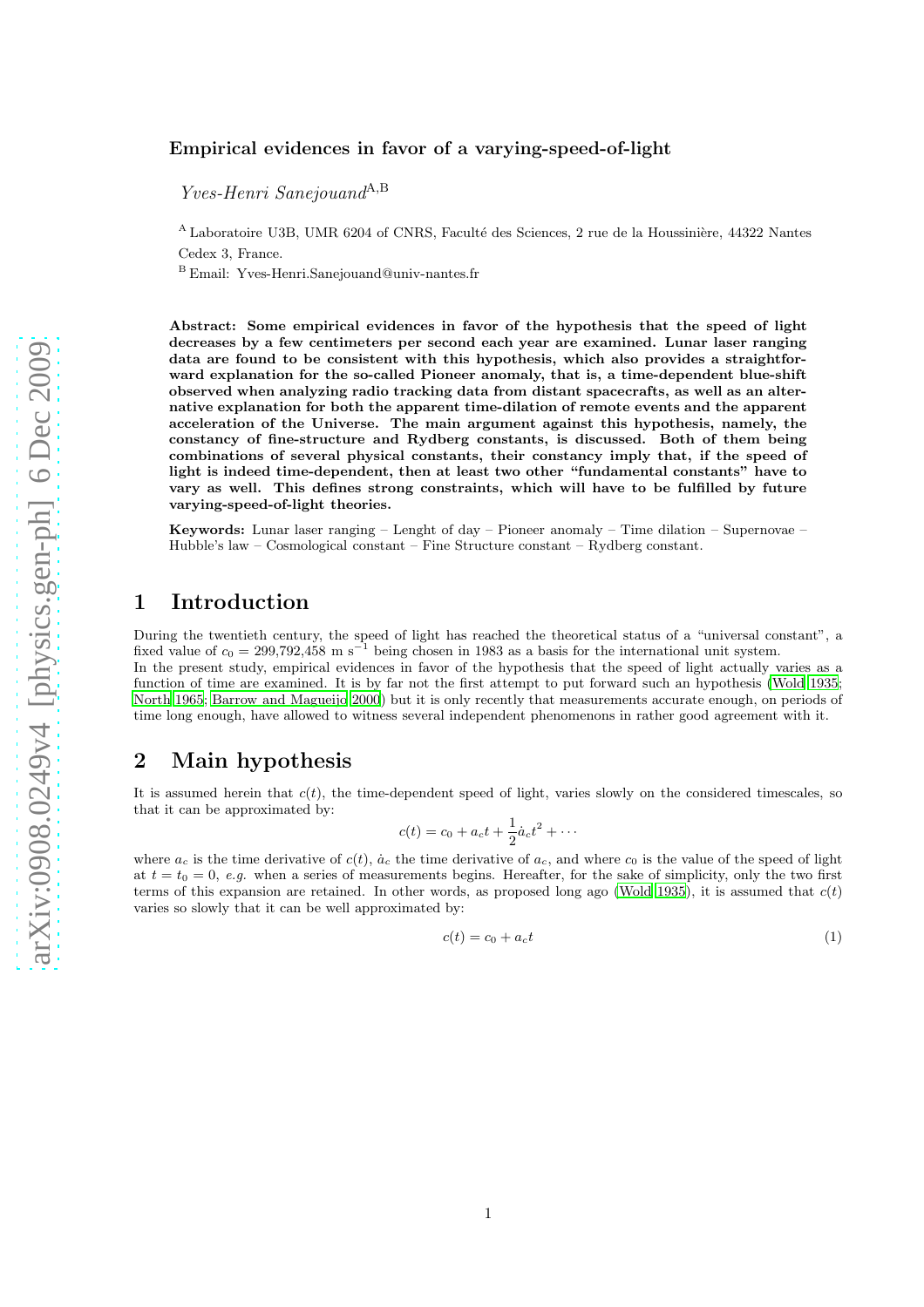# Empirical evidences in favor of a varying-speed-of-light

*Yves-Henri Sanejouand*[A,B]

[A] Laboratoire U3B, UMR 6204 of CNRS, Faculté des Sciences, 2 rue de la Houssinière, 44322 Nantes Cedex 3, France.

[B] Email: Yves-Henri.Sanejouand@univ-nantes.fr

**Abstract: Some empirical evidences in favor of the hypothesis that the speed of light decreases by a few centimeters per second each year are examined. Lunar laser ranging data are found to be consistent with this hypothesis, which also provides a straightforward explanation for the so-called Pioneer anomaly, that is, a time-dependent blue-shift observed when analyzing radio tracking data from distant spacecrafts, as well as an alternative explanation for both the apparent time-dilation of remote events and the apparent acceleration of the Universe. The main argument against this hypothesis, namely, the constancy of fine-structure and Rydberg constants, is discussed. Both of them being combinations of several physical constants, their constancy imply that, if the speed of light is indeed time-dependent, then at least two other "fundamental constants" have to vary as well. This defines strong constraints, which will have to be fulfilled by future varying-speed-of-light theories.**

**Keywords:** Lunar laser ranging – Lenght of day – Pioneer anomaly – Time dilation – Supernovae – Hubble's law – Cosmological constant – Fine Structure constant – Rydberg constant.

## 1 Introduction

During the twentieth century, the speed of light has reached the theoretical status of a "universal constant", a fixed value of $c_0 = 299{,}792{,}458$ m s$^{-1}$ being chosen in 1983 as a basis for the international unit system.
In the present study, empirical evidences in favor of the hypothesis that the speed of light actually varies as a function of time are examined. It is by far not the first attempt to put forward such an hypothesis (Wold 1935; North 1965; Barrow and Magueijo 2000) but it is only recently that measurements accurate enough, on periods of time long enough, have allowed to witness several independent phenomenons in rather good agreement with it.

## 2 Main hypothesis

It is assumed herein that $c(t)$, the time-dependent speed of light, varies slowly on the considered timescales, so that it can be approximated by:

$$c(t) = c_0 + a_c t + \frac{1}{2}\dot{a}_c t^2 + \cdots$$

where $a_c$ is the time derivative of $c(t)$, $\dot{a}_c$ the time derivative of $a_c$, and where $c_0$ is the value of the speed of light at $t = t_0 = 0$, *e.g.* when a series of measurements begins. Hereafter, for the sake of simplicity, only the two first terms of this expansion are retained. In other words, as proposed long ago (Wold 1935), it is assumed that $c(t)$ varies so slowly that it can be well approximated by:

$$c(t) = c_0 + a_c t \tag{1}$$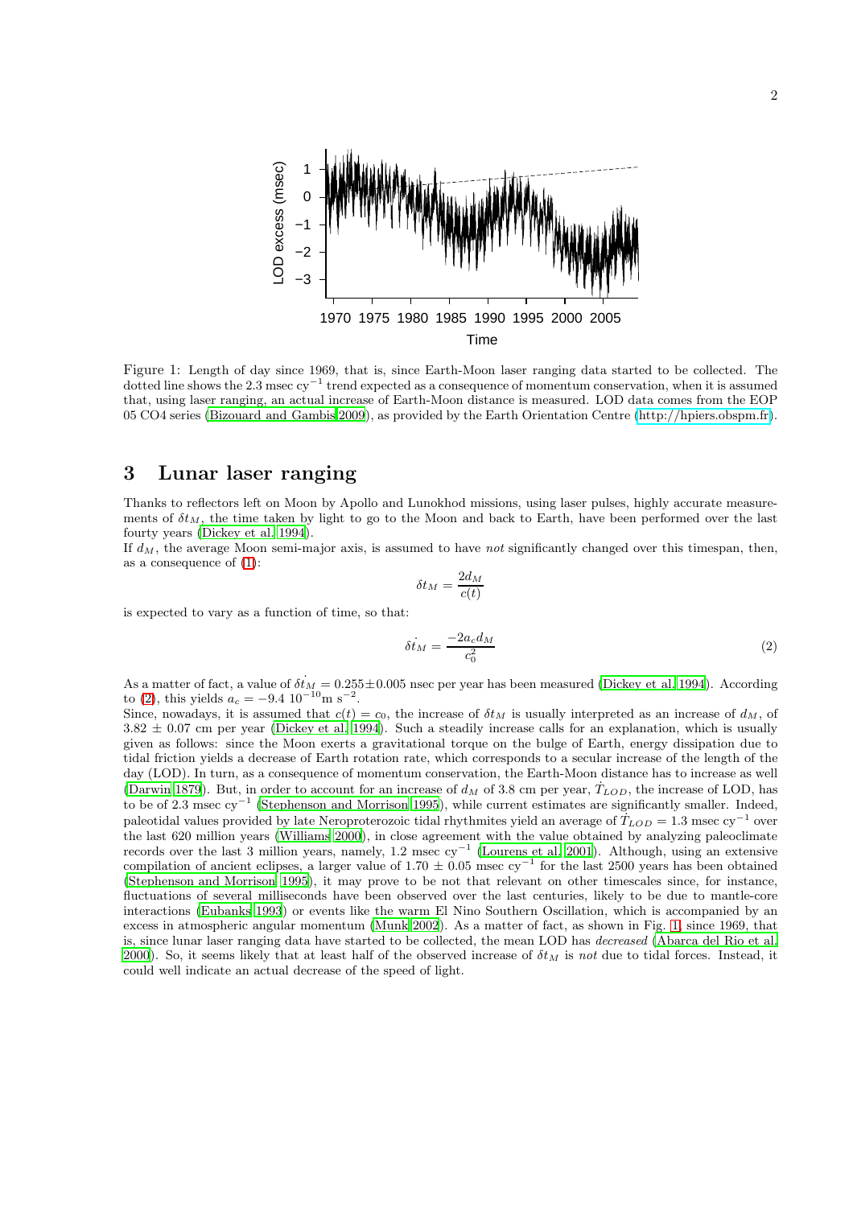Figure 1: Length of day since 1969, that is, since Earth-Moon laser ranging data started to be collected. The dotted line shows the 2.3 msec $cy^{-1}$ trend expected as a consequence of momentum conservation, when it is assumed that, using laser ranging, an actual increase of Earth-Moon distance is measured. LOD data comes from the EOP 05 CO4 series (Bizouard and Gambis 2009), as provided by the Earth Orientation Centre (http://hpiers.obspm.fr).

## 3 Lunar laser ranging

Thanks to reflectors left on Moon by Apollo and Lunokhod missions, using laser pulses, highly accurate measurements of $\delta t_M$, the time taken by light to go to the Moon and back to Earth, have been performed over the last fourty years (Dickey et al. 1994).

If $d_M$, the average Moon semi-major axis, is assumed to have *not* significantly changed over this timespan, then, as a consequence of (1):

$$\delta t_M = \frac{2d_M}{c(t)}$$

is expected to vary as a function of time, so that:

$$\dot{\delta t_M} = \frac{-2a_c d_M}{c_0^2} \tag{2}$$

As a matter of fact, a value of $\dot{\delta t_M} = 0.255 \pm 0.005$ nsec per year has been measured (Dickey et al. 1994). According to (2), this yields $a_c = -9.4\ 10^{-10}\text{m s}^{-2}$.

Since, nowadays, it is assumed that $c(t) = c_0$, the increase of $\delta t_M$ is usually interpreted as an increase of $d_M$, of $3.82 \pm 0.07$ cm per year (Dickey et al. 1994). Such a steadily increase calls for an explanation, which is usually given as follows: since the Moon exerts a gravitational torque on the bulge of Earth, energy dissipation due to tidal friction yields a decrease of Earth rotation rate, which corresponds to a secular increase of the length of the day (LOD). In turn, as a consequence of momentum conservation, the Earth-Moon distance has to increase as well (Darwin 1879). But, in order to account for an increase of $d_M$ of 3.8 cm per year, $\dot{T}_{LOD}$, the increase of LOD, has to be of 2.3 msec $cy^{-1}$ (Stephenson and Morrison 1995), while current estimates are significantly smaller. Indeed, paleotidal values provided by late Neroproterozoic tidal rhythmites yield an average of $\dot{T}_{LOD} = 1.3$ msec $cy^{-1}$ over the last 620 million years (Williams 2000), in close agreement with the value obtained by analyzing paleoclimate records over the last 3 million years, namely, 1.2 msec $cy^{-1}$ (Lourens et al. 2001). Although, using an extensive compilation of ancient eclipses, a larger value of $1.70 \pm 0.05$ msec $cy^{-1}$ for the last 2500 years has been obtained (Stephenson and Morrison 1995), it may prove to be not that relevant on other timescales since, for instance, fluctuations of several milliseconds have been observed over the last centuries, likely to be due to mantle-core interactions (Eubanks 1993) or events like the warm El Nino Southern Oscillation, which is accompanied by an excess in atmospheric angular momentum (Munk 2002). As a matter of fact, as shown in Fig. 1, since 1969, that is, since lunar laser ranging data have started to be collected, the mean LOD has *decreased* (Abarca del Rio et al. 2000). So, it seems likely that at least half of the observed increase of $\delta t_M$ is *not* due to tidal forces. Instead, it could well indicate an actual decrease of the speed of light.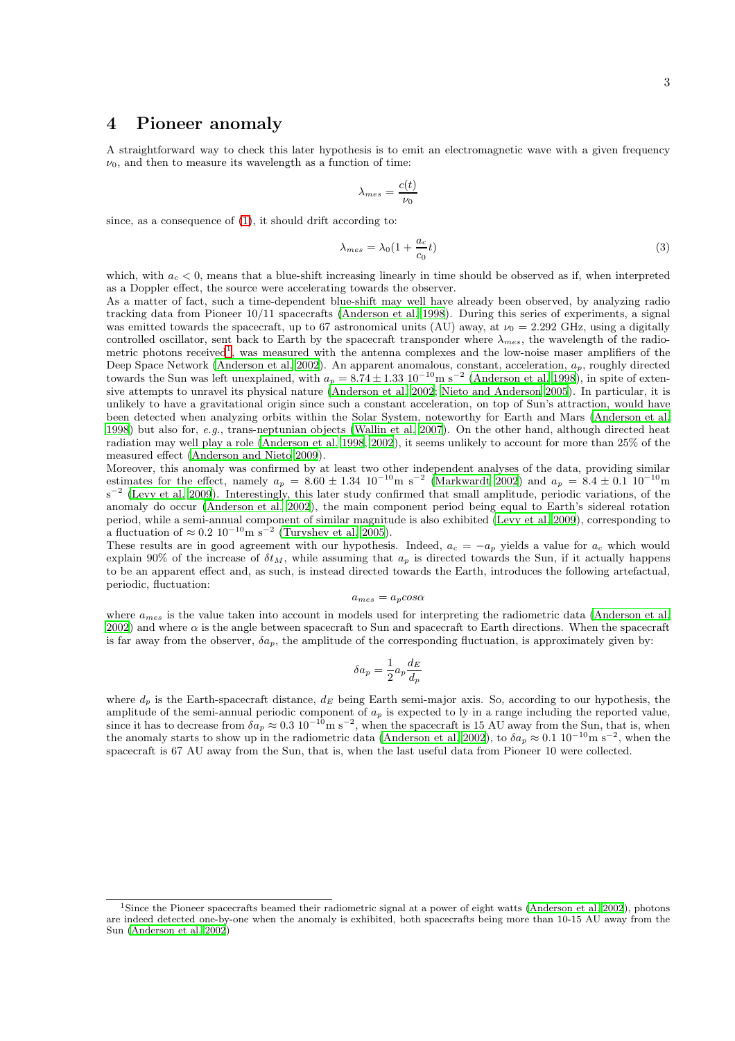## 4 Pioneer anomaly

A straightforward way to check this later hypothesis is to emit an electromagnetic wave with a given frequency $\nu_0$, and then to measure its wavelength as a function of time:

$$\lambda_{mes} = \frac{c(t)}{\nu_0}$$

since, as a consequence of (1), it should drift according to:

$$\lambda_{mes} = \lambda_0(1 + \frac{a_c}{c_0}t) \tag{3}$$

which, with $a_c < 0$, means that a blue-shift increasing linearly in time should be observed as if, when interpreted as a Doppler effect, the source were accelerating towards the observer.

As a matter of fact, such a time-dependent blue-shift may well have already been observed, by analyzing radio tracking data from Pioneer 10/11 spacecrafts (Anderson et al. 1998). During this series of experiments, a signal was emitted towards the spacecraft, up to 67 astronomical units (AU) away, at $\nu_0 = 2.292$ GHz, using a digitally controlled oscillator, sent back to Earth by the spacecraft transponder where $\lambda_{mes}$, the wavelength of the radiometric photons received[1], was measured with the antenna complexes and the low-noise maser amplifiers of the Deep Space Network (Anderson et al. 2002). An apparent anomalous, constant, acceleration, $a_p$, roughly directed towards the Sun was left unexplained, with $a_p = 8.74 \pm 1.33\ 10^{-10}$m s$^{-2}$ (Anderson et al. 1998), in spite of extensive attempts to unravel its physical nature (Anderson et al. 2002; Nieto and Anderson 2005). In particular, it is unlikely to have a gravitational origin since such a constant acceleration, on top of Sun's attraction, would have been detected when analyzing orbits within the Solar System, noteworthy for Earth and Mars (Anderson et al. 1998) but also for, *e.g.*, trans-neptunian objects (Wallin et al. 2007). On the other hand, although directed heat radiation may well play a role (Anderson et al. 1998, 2002), it seems unlikely to account for more than 25% of the measured effect (Anderson and Nieto 2009).

Moreover, this anomaly was confirmed by at least two other independent analyses of the data, providing similar estimates for the effect, namely $a_p = 8.60 \pm 1.34\ 10^{-10}$m s$^{-2}$ (Markwardt 2002) and $a_p = 8.4 \pm 0.1\ 10^{-10}$m s$^{-2}$ (Levy et al. 2009). Interestingly, this later study confirmed that small amplitude, periodic variations, of the anomaly do occur (Anderson et al. 2002), the main component period being equal to Earth's sidereal rotation period, while a semi-annual component of similar magnitude is also exhibited (Levy et al. 2009), corresponding to a fluctuation of $\approx 0.2\ 10^{-10}$m s$^{-2}$ (Turyshev et al. 2005).

These results are in good agreement with our hypothesis. Indeed, $a_c = -a_p$ yields a value for $a_c$ which would explain 90% of the increase of $\delta t_M$, while assuming that $a_p$ is directed towards the Sun, if it actually happens to be an apparent effect and, as such, is instead directed towards the Earth, introduces the following artefactual, periodic, fluctuation:

$$a_{mes} = a_p cos\alpha$$

where $a_{mes}$ is the value taken into account in models used for interpreting the radiometric data (Anderson et al. 2002) and where $\alpha$ is the angle between spacecraft to Sun and spacecraft to Earth directions. When the spacecraft is far away from the observer, $\delta a_p$, the amplitude of the corresponding fluctuation, is approximately given by:

$$\delta a_p = \frac{1}{2} a_p \frac{d_E}{d_p}$$

where $d_p$ is the Earth-spacecraft distance, $d_E$ being Earth semi-major axis. So, according to our hypothesis, the amplitude of the semi-annual periodic component of $a_p$ is expected to ly in a range including the reported value, since it has to decrease from $\delta a_p \approx 0.3\ 10^{-10}$m s$^{-2}$, when the spacecraft is 15 AU away from the Sun, that is, when the anomaly starts to show up in the radiometric data (Anderson et al. 2002), to $\delta a_p \approx 0.1\ 10^{-10}$m s$^{-2}$, when the spacecraft is 67 AU away from the Sun, that is, when the last useful data from Pioneer 10 were collected.

[1] Since the Pioneer spacecrafts beamed their radiometric signal at a power of eight watts (Anderson et al. 2002), photons are indeed detected one-by-one when the anomaly is exhibited, both spacecrafts being more than 10-15 AU away from the Sun (Anderson et al. 2002)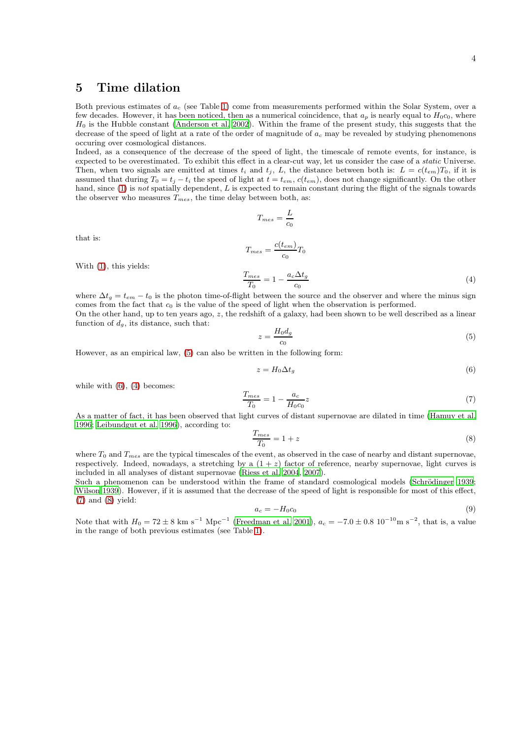## 5 Time dilation

Both previous estimates of $a_c$ (see Table 1) come from measurements performed within the Solar System, over a few decades. However, it has been noticed, then as a numerical coincidence, that $a_p$ is nearly equal to $H_0 c_0$, where $H_0$ is the Hubble constant (Anderson et al. 2002). Within the frame of the present study, this suggests that the decrease of the speed of light at a rate of the order of magnitude of $a_c$ may be revealed by studying phenomenons occuring over cosmological distances.

Indeed, as a consequence of the decrease of the speed of light, the timescale of remote events, for instance, is expected to be overestimated. To exhibit this effect in a clear-cut way, let us consider the case of a *static* Universe. Then, when two signals are emitted at times $t_i$ and $t_j$, $L$, the distance between both is: $L = c(t_{em})T_0$, if it is assumed that during $T_0 = t_j - t_i$ the speed of light at $t = t_{em}$, $c(t_{em})$, does not change significantly. On the other hand, since (1) is *not* spatially dependent, $L$ is expected to remain constant during the flight of the signals towards the observer who measures $T_{mes}$, the time delay between both, as:

$$T_{mes} = \frac{L}{c_0}$$

that is:

$$T_{mes} = \frac{c(t_{em})}{c_0} T_0$$

With (1), this yields:

$$\frac{T_{mes}}{T_0} = 1 - \frac{a_c \Delta t_g}{c_0} \tag{4}$$

where $\Delta t_g = t_{em} - t_0$ is the photon time-of-flight between the source and the observer and where the minus sign comes from the fact that $c_0$ is the value of the speed of light when the observation is performed.

On the other hand, up to ten years ago, $z$, the redshift of a galaxy, had been shown to be well described as a linear function of $d_g$, its distance, such that:

$$z = \frac{H_0 d_g}{c_0} \tag{5}$$

However, as an empirical law, (5) can also be written in the following form:

$$z = H_0 \Delta t_g \tag{6}$$

while with (6), (4) becomes:

$$\frac{T_{mes}}{T_0} = 1 - \frac{a_c}{H_0 c_0} z \tag{7}$$

As a matter of fact, it has been observed that light curves of distant supernovae are dilated in time (Hamuy et al. 1996; Leibundgut et al. 1996), according to:

$$\frac{T_{mes}}{T_0} = 1 + z \tag{8}$$

where $T_0$ and $T_{mes}$ are the typical timescales of the event, as observed in the case of nearby and distant supernovae, respectively. Indeed, nowadays, a stretching by a $(1 + z)$ factor of reference, nearby supernovae, light curves is included in all analyses of distant supernovae (Riess et al. 2004, 2007).

Such a phenomenon can be understood within the frame of standard cosmological models (Schrödinger 1939; Wilson 1939). However, if it is assumed that the decrease of the speed of light is responsible for most of this effect, (7) and (8) yield:

$$a_c = -H_0 c_0 \tag{9}$$

Note that with $H_0 = 72 \pm 8$ km s$^{-1}$ Mpc$^{-1}$ (Freedman et al. 2001), $a_c = -7.0 \pm 0.8 \; 10^{-10}$m s$^{-2}$, that is, a value in the range of both previous estimates (see Table 1).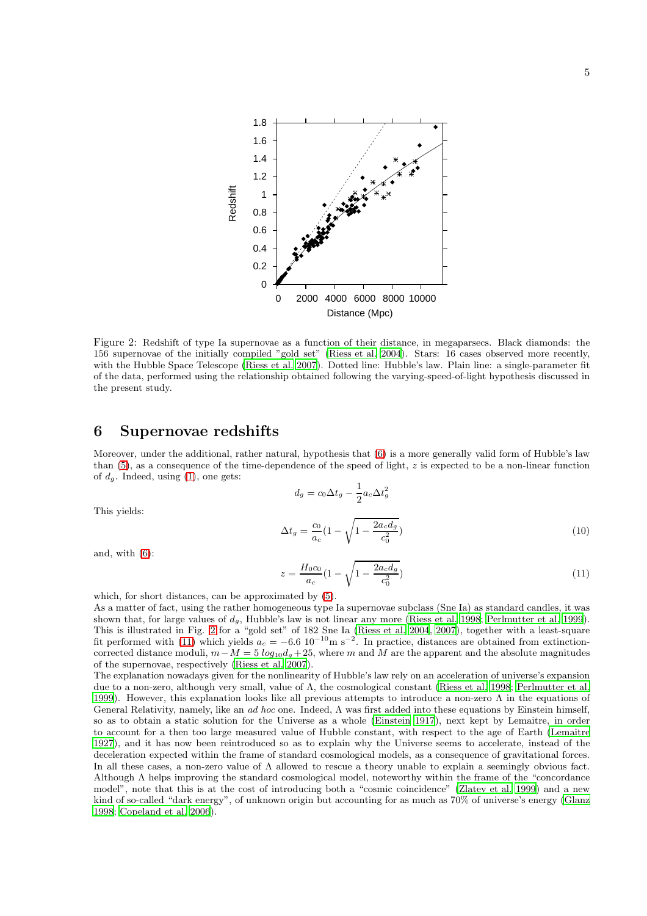Figure 2: Redshift of type Ia supernovae as a function of their distance, in megaparsecs. Black diamonds: the 156 supernovae of the initially compiled "gold set" (Riess et al. 2004). Stars: 16 cases observed more recently, with the Hubble Space Telescope (Riess et al. 2007). Dotted line: Hubble's law. Plain line: a single-parameter fit of the data, performed using the relationship obtained following the varying-speed-of-light hypothesis discussed in the present study.

## 6 Supernovae redshifts

Moreover, under the additional, rather natural, hypothesis that (6) is a more generally valid form of Hubble's law than (5), as a consequence of the time-dependence of the speed of light, $z$ is expected to be a non-linear function of $d_g$. Indeed, using (1), one gets:

$$d_g = c_0 \Delta t_g - \frac{1}{2} a_c \Delta t_g^2$$

This yields:

$$\Delta t_g = \frac{c_0}{a_c}(1 - \sqrt{1 - \frac{2 a_c d_g}{c_0^2}}) \tag{10}$$

and, with (6):

$$z = \frac{H_0 c_0}{a_c}(1 - \sqrt{1 - \frac{2 a_c d_g}{c_0^2}}) \tag{11}$$

which, for short distances, can be approximated by (5).

As a matter of fact, using the rather homogeneous type Ia supernovae subclass (Sne Ia) as standard candles, it was shown that, for large values of $d_g$, Hubble's law is not linear any more (Riess et al. 1998; Perlmutter et al. 1999). This is illustrated in Fig. 2 for a "gold set" of 182 Sne Ia (Riess et al. 2004, 2007), together with a least-square fit performed with (11) which yields $a_c = -6.6\ 10^{-10}$m s$^{-2}$. In practice, distances are obtained from extinction-corrected distance moduli, $m - M = 5\ log_{10} d_g + 25$, where $m$ and $M$ are the apparent and the absolute magnitudes of the supernovae, respectively (Riess et al. 2007).

The explanation nowadays given for the nonlinearity of Hubble's law rely on an acceleration of universe's expansion due to a non-zero, although very small, value of $\Lambda$, the cosmological constant (Riess et al. 1998; Perlmutter et al. 1999). However, this explanation looks like all previous attempts to introduce a non-zero $\Lambda$ in the equations of General Relativity, namely, like an *ad hoc* one. Indeed, $\Lambda$ was first added into these equations by Einstein himself, so as to obtain a static solution for the Universe as a whole (Einstein 1917), next kept by Lemaitre, in order to account for a then too large measured value of Hubble constant, with respect to the age of Earth (Lemaitre 1927), and it has now been reintroduced so as to explain why the Universe seems to accelerate, instead of the deceleration expected within the frame of standard cosmological models, as a consequence of gravitational forces. In all these cases, a non-zero value of $\Lambda$ allowed to rescue a theory unable to explain a seemingly obvious fact. Although $\Lambda$ helps improving the standard cosmological model, noteworthy within the frame of the "concordance model", note that this is at the cost of introducing both a "cosmic coincidence" (Zlatev et al. 1999) and a new kind of so-called "dark energy", of unknown origin but accounting for as much as 70% of universe's energy (Glanz 1998; Copeland et al. 2006).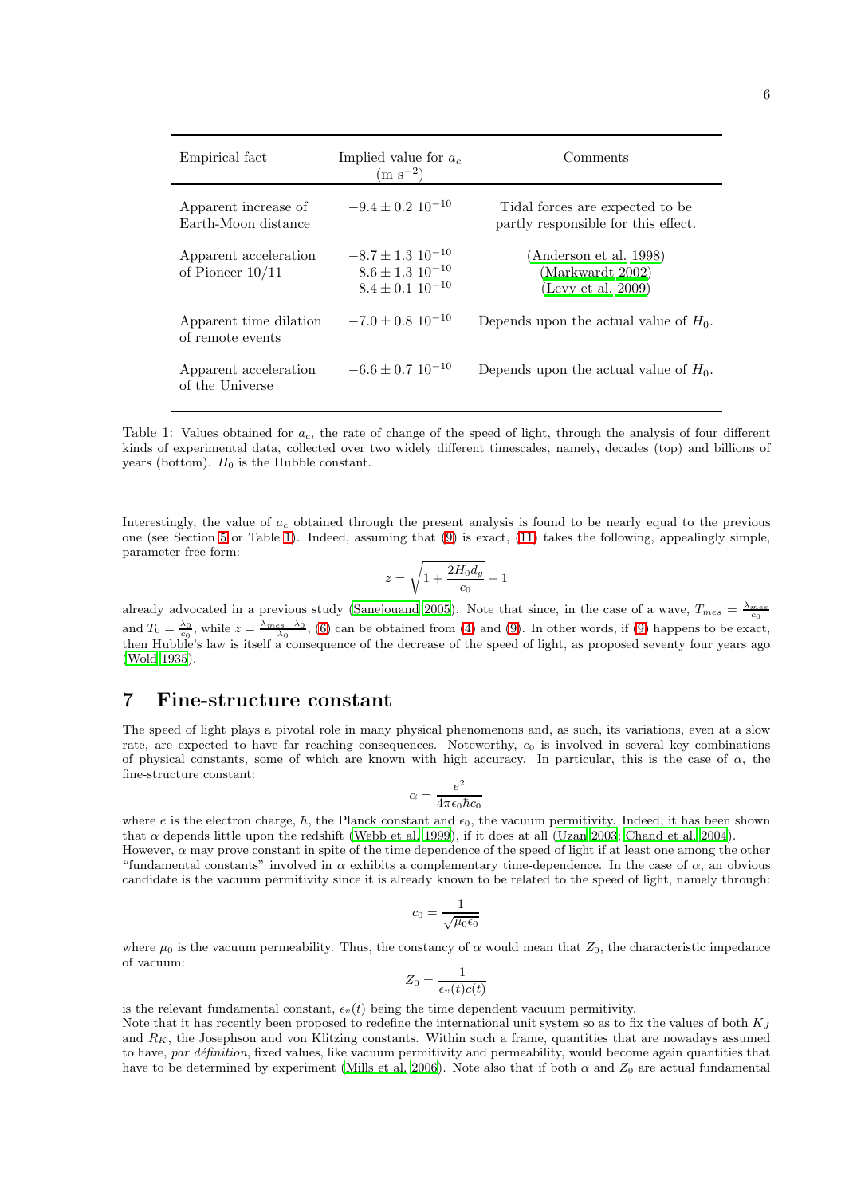| Empirical fact | Implied value for $a_c$ (m s$^{-2}$) | Comments |
|---|---|---|
| Apparent increase of Earth-Moon distance | $-9.4 \pm 0.2\ 10^{-10}$ | Tidal forces are expected to be partly responsible for this effect. |
| Apparent acceleration of Pioneer 10/11 | $-8.7 \pm 1.3\ 10^{-10}$<br>$-8.6 \pm 1.3\ 10^{-10}$<br>$-8.4 \pm 0.1\ 10^{-10}$ | (Anderson et al. 1998)<br>(Markwardt 2002)<br>(Levy et al. 2009) |
| Apparent time dilation of remote events | $-7.0 \pm 0.8\ 10^{-10}$ | Depends upon the actual value of $H_0$. |
| Apparent acceleration of the Universe | $-6.6 \pm 0.7\ 10^{-10}$ | Depends upon the actual value of $H_0$. |

Table 1: Values obtained for $a_c$, the rate of change of the speed of light, through the analysis of four different kinds of experimental data, collected over two widely different timescales, namely, decades (top) and billions of years (bottom). $H_0$ is the Hubble constant.

Interestingly, the value of $a_c$ obtained through the present analysis is found to be nearly equal to the previous one (see Section 5 or Table 1). Indeed, assuming that (9) is exact, (11) takes the following, appealingly simple, parameter-free form:

$$z = \sqrt{1 + \frac{2H_0 d_g}{c_0}} - 1$$

already advocated in a previous study (Sanejouand 2005). Note that since, in the case of a wave, $T_{mes} = \frac{\lambda_{mes}}{c_0}$ and $T_0 = \frac{\lambda_0}{c_0}$, while $z = \frac{\lambda_{mes} - \lambda_0}{\lambda_0}$, (6) can be obtained from (4) and (9). In other words, if (9) happens to be exact, then Hubble's law is itself a consequence of the decrease of the speed of light, as proposed seventy four years ago (Wold 1935).

## 7 Fine-structure constant

The speed of light plays a pivotal role in many physical phenomenons and, as such, its variations, even at a slow rate, are expected to have far reaching consequences. Noteworthy, $c_0$ is involved in several key combinations of physical constants, some of which are known with high accuracy. In particular, this is the case of $\alpha$, the fine-structure constant:

$$\alpha = \frac{e^2}{4\pi\epsilon_0 \hbar c_0}$$

where $e$ is the electron charge, $\hbar$, the Planck constant and $\epsilon_0$, the vacuum permitivity. Indeed, it has been shown that $\alpha$ depends little upon the redshift (Webb et al. 1999), if it does at all (Uzan 2003; Chand et al. 2004).
However, $\alpha$ may prove constant in spite of the time dependence of the speed of light if at least one among the other "fundamental constants" involved in $\alpha$ exhibits a complementary time-dependence. In the case of $\alpha$, an obvious candidate is the vacuum permitivity since it is already known to be related to the speed of light, namely through:

$$c_0 = \frac{1}{\sqrt{\mu_0 \epsilon_0}}$$

where $\mu_0$ is the vacuum permeability. Thus, the constancy of $\alpha$ would mean that $Z_0$, the characteristic impedance of vacuum:

$$Z_0 = \frac{1}{\epsilon_v(t) c(t)}$$

is the relevant fundamental constant, $\epsilon_v(t)$ being the time dependent vacuum permitivity.
Note that it has recently been proposed to redefine the international unit system so as to fix the values of both $K_J$ and $R_K$, the Josephson and von Klitzing constants. Within such a frame, quantities that are nowadays assumed to have, *par définition*, fixed values, like vacuum permitivity and permeability, would become again quantities that have to be determined by experiment (Mills et al. 2006). Note also that if both $\alpha$ and $Z_0$ are actual fundamental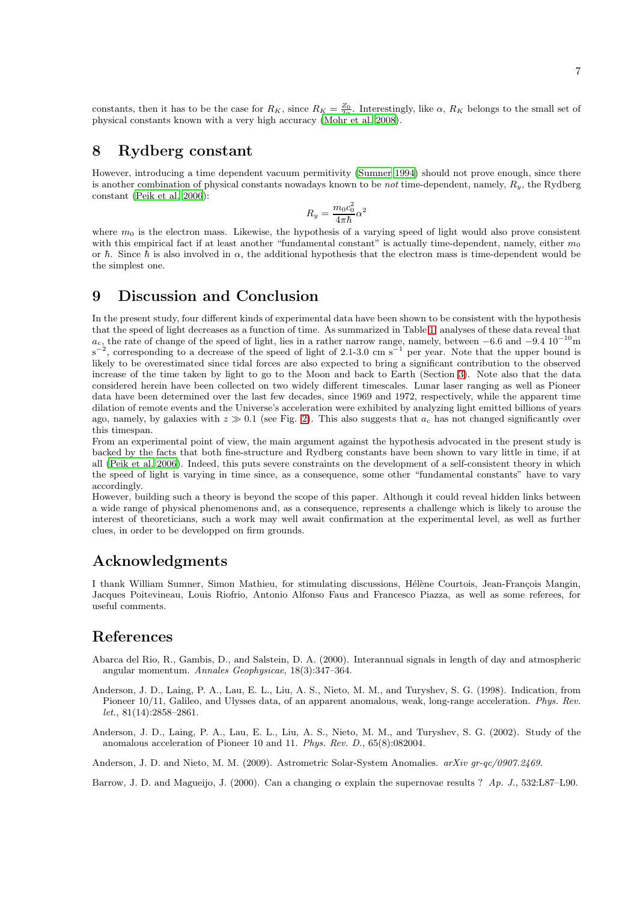constants, then it has to be the case for $R_K$, since $R_K = \frac{Z_0}{2\alpha}$. Interestingly, like $\alpha$, $R_K$ belongs to the small set of physical constants known with a very high accuracy (Mohr et al. 2008).

## 8 Rydberg constant

However, introducing a time dependent vacuum permitivity (Sumner 1994) should not prove enough, since there is another combination of physical constants nowadays known to be *not* time-dependent, namely, $R_y$, the Rydberg constant (Peik et al. 2006):

$$R_y = \frac{m_0 c_0^2}{4\pi\hbar}\alpha^2$$

where $m_0$ is the electron mass. Likewise, the hypothesis of a varying speed of light would also prove consistent with this empirical fact if at least another "fundamental constant" is actually time-dependent, namely, either $m_0$ or $\hbar$. Since $\hbar$ is also involved in $\alpha$, the additional hypothesis that the electron mass is time-dependent would be the simplest one.

## 9 Discussion and Conclusion

In the present study, four different kinds of experimental data have been shown to be consistent with the hypothesis that the speed of light decreases as a function of time. As summarized in Table 1, analyses of these data reveal that $a_c$, the rate of change of the speed of light, lies in a rather narrow range, namely, between $-6.6$ and $-9.4\ 10^{-10}$m s$^{-2}$, corresponding to a decrease of the speed of light of 2.1-3.0 cm s$^{-1}$ per year. Note that the upper bound is likely to be overestimated since tidal forces are also expected to bring a significant contribution to the observed increase of the time taken by light to go to the Moon and back to Earth (Section 3). Note also that the data considered herein have been collected on two widely different timescales. Lunar laser ranging as well as Pioneer data have been determined over the last few decades, since 1969 and 1972, respectively, while the apparent time dilation of remote events and the Universe's acceleration were exhibited by analyzing light emitted billions of years ago, namely, by galaxies with $z \gg 0.1$ (see Fig. 2). This also suggests that $a_c$ has not changed significantly over this timespan.

From an experimental point of view, the main argument against the hypothesis advocated in the present study is backed by the facts that both fine-structure and Rydberg constants have been shown to vary little in time, if at all (Peik et al. 2006). Indeed, this puts severe constraints on the development of a self-consistent theory in which the speed of light is varying in time since, as a consequence, some other "fundamental constants" have to vary accordingly.

However, building such a theory is beyond the scope of this paper. Although it could reveal hidden links between a wide range of physical phenomenons and, as a consequence, represents a challenge which is likely to arouse the interest of theoreticians, such a work may well await confirmation at the experimental level, as well as further clues, in order to be developped on firm grounds.

## Acknowledgments

I thank William Sumner, Simon Mathieu, for stimulating discussions, Hélène Courtois, Jean-François Mangin, Jacques Poitevineau, Louis Riofrio, Antonio Alfonso Faus and Francesco Piazza, as well as some referees, for useful comments.

## References

Abarca del Rio, R., Gambis, D., and Salstein, D. A. (2000). Interannual signals in length of day and atmospheric angular momentum. *Annales Geophysicae*, 18(3):347–364.

Anderson, J. D., Laing, P. A., Lau, E. L., Liu, A. S., Nieto, M. M., and Turyshev, S. G. (1998). Indication, from Pioneer 10/11, Galileo, and Ulysses data, of an apparent anomalous, weak, long-range acceleration. *Phys. Rev. let.*, 81(14):2858–2861.

Anderson, J. D., Laing, P. A., Lau, E. L., Liu, A. S., Nieto, M. M., and Turyshev, S. G. (2002). Study of the anomalous acceleration of Pioneer 10 and 11. *Phys. Rev. D.*, 65(8):082004.

Anderson, J. D. and Nieto, M. M. (2009). Astrometric Solar-System Anomalies. *arXiv gr-qc/0907.2469*.

Barrow, J. D. and Magueijo, J. (2000). Can a changing $\alpha$ explain the supernovae results ? *Ap. J.*, 532:L87–L90.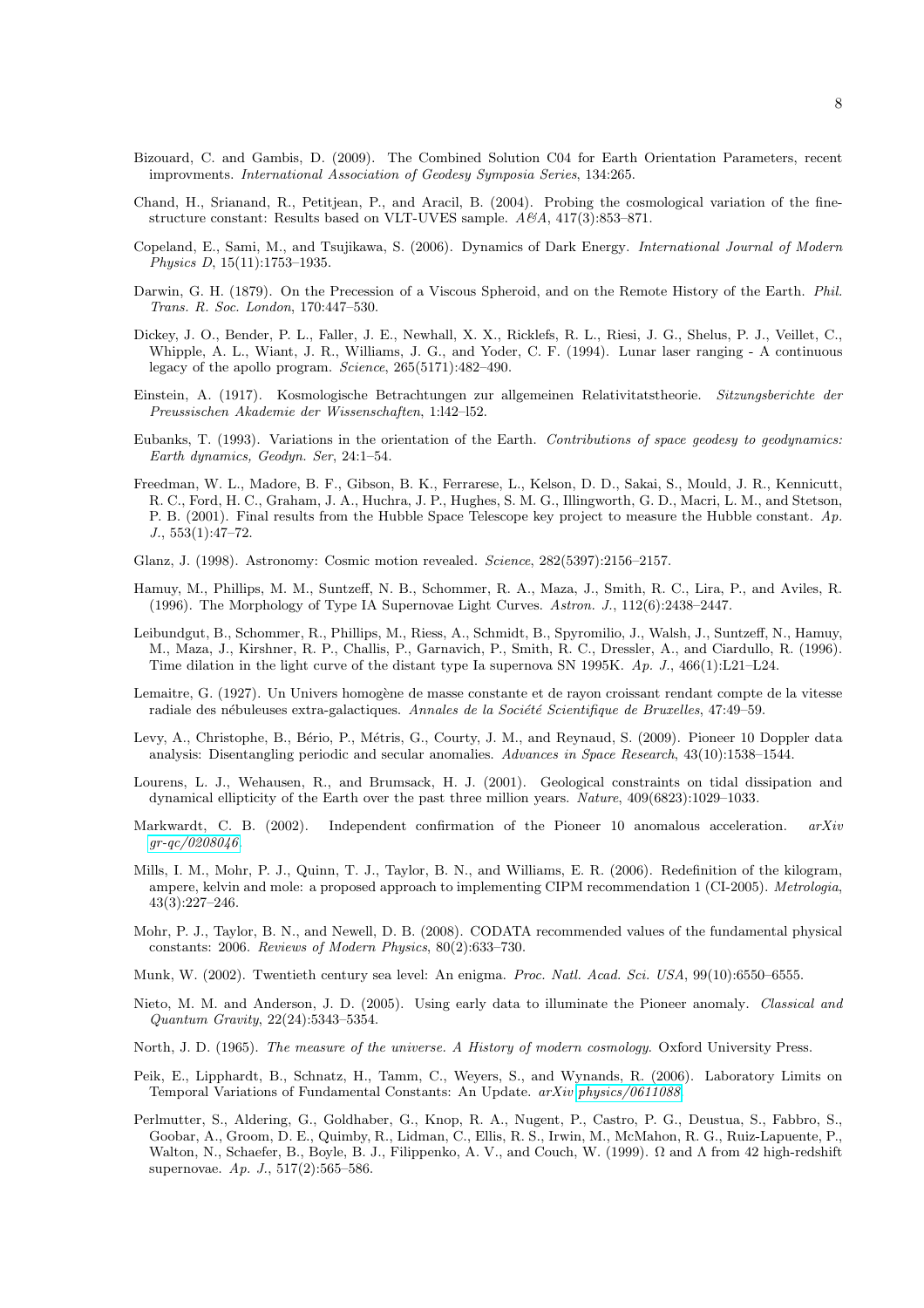Bizouard, C. and Gambis, D. (2009). The Combined Solution C04 for Earth Orientation Parameters, recent improvments. *International Association of Geodesy Symposia Series*, 134:265.

Chand, H., Srianand, R., Petitjean, P., and Aracil, B. (2004). Probing the cosmological variation of the fine-structure constant: Results based on VLT-UVES sample. *A&A*, 417(3):853–871.

Copeland, E., Sami, M., and Tsujikawa, S. (2006). Dynamics of Dark Energy. *International Journal of Modern Physics D*, 15(11):1753–1935.

Darwin, G. H. (1879). On the Precession of a Viscous Spheroid, and on the Remote History of the Earth. *Phil. Trans. R. Soc. London*, 170:447–530.

Dickey, J. O., Bender, P. L., Faller, J. E., Newhall, X. X., Ricklefs, R. L., Riesi, J. G., Shelus, P. J., Veillet, C., Whipple, A. L., Wiant, J. R., Williams, J. G., and Yoder, C. F. (1994). Lunar laser ranging - A continuous legacy of the apollo program. *Science*, 265(5171):482–490.

Einstein, A. (1917). Kosmologische Betrachtungen zur allgemeinen Relativitatstheorie. *Sitzungsberichte der Preussischen Akademie der Wissenschaften*, 1:l42–l52.

Eubanks, T. (1993). Variations in the orientation of the Earth. *Contributions of space geodesy to geodynamics: Earth dynamics, Geodyn. Ser*, 24:1–54.

Freedman, W. L., Madore, B. F., Gibson, B. K., Ferrarese, L., Kelson, D. D., Sakai, S., Mould, J. R., Kennicutt, R. C., Ford, H. C., Graham, J. A., Huchra, J. P., Hughes, S. M. G., Illingworth, G. D., Macri, L. M., and Stetson, P. B. (2001). Final results from the Hubble Space Telescope key project to measure the Hubble constant. *Ap. J.*, 553(1):47–72.

Glanz, J. (1998). Astronomy: Cosmic motion revealed. *Science*, 282(5397):2156–2157.

Hamuy, M., Phillips, M. M., Suntzeff, N. B., Schommer, R. A., Maza, J., Smith, R. C., Lira, P., and Aviles, R. (1996). The Morphology of Type IA Supernovae Light Curves. *Astron. J.*, 112(6):2438–2447.

Leibundgut, B., Schommer, R., Phillips, M., Riess, A., Schmidt, B., Spyromilio, J., Walsh, J., Suntzeff, N., Hamuy, M., Maza, J., Kirshner, R. P., Challis, P., Garnavich, P., Smith, R. C., Dressler, A., and Ciardullo, R. (1996). Time dilation in the light curve of the distant type Ia supernova SN 1995K. *Ap. J.*, 466(1):L21–L24.

Lemaitre, G. (1927). Un Univers homogène de masse constante et de rayon croissant rendant compte de la vitesse radiale des nébuleuses extra-galactiques. *Annales de la Société Scientifique de Bruxelles*, 47:49–59.

Levy, A., Christophe, B., Bério, P., Métris, G., Courty, J. M., and Reynaud, S. (2009). Pioneer 10 Doppler data analysis: Disentangling periodic and secular anomalies. *Advances in Space Research*, 43(10):1538–1544.

Lourens, L. J., Wehausen, R., and Brumsack, H. J. (2001). Geological constraints on tidal dissipation and dynamical ellipticity of the Earth over the past three million years. *Nature*, 409(6823):1029–1033.

Markwardt, C. B. (2002). Independent confirmation of the Pioneer 10 anomalous acceleration. *arXiv gr-qc/0208046*.

Mills, I. M., Mohr, P. J., Quinn, T. J., Taylor, B. N., and Williams, E. R. (2006). Redefinition of the kilogram, ampere, kelvin and mole: a proposed approach to implementing CIPM recommendation 1 (CI-2005). *Metrologia*, 43(3):227–246.

Mohr, P. J., Taylor, B. N., and Newell, D. B. (2008). CODATA recommended values of the fundamental physical constants: 2006. *Reviews of Modern Physics*, 80(2):633–730.

Munk, W. (2002). Twentieth century sea level: An enigma. *Proc. Natl. Acad. Sci. USA*, 99(10):6550–6555.

Nieto, M. M. and Anderson, J. D. (2005). Using early data to illuminate the Pioneer anomaly. *Classical and Quantum Gravity*, 22(24):5343–5354.

North, J. D. (1965). *The measure of the universe. A History of modern cosmology.* Oxford University Press.

Peik, E., Lipphardt, B., Schnatz, H., Tamm, C., Weyers, S., and Wynands, R. (2006). Laboratory Limits on Temporal Variations of Fundamental Constants: An Update. *arXiv physics/0611088*.

Perlmutter, S., Aldering, G., Goldhaber, G., Knop, R. A., Nugent, P., Castro, P. G., Deustua, S., Fabbro, S., Goobar, A., Groom, D. E., Quimby, R., Lidman, C., Ellis, R. S., Irwin, M., McMahon, R. G., Ruiz-Lapuente, P., Walton, N., Schaefer, B., Boyle, B. J., Filippenko, A. V., and Couch, W. (1999). $\Omega$ and $\Lambda$ from 42 high-redshift supernovae. *Ap. J.*, 517(2):565–586.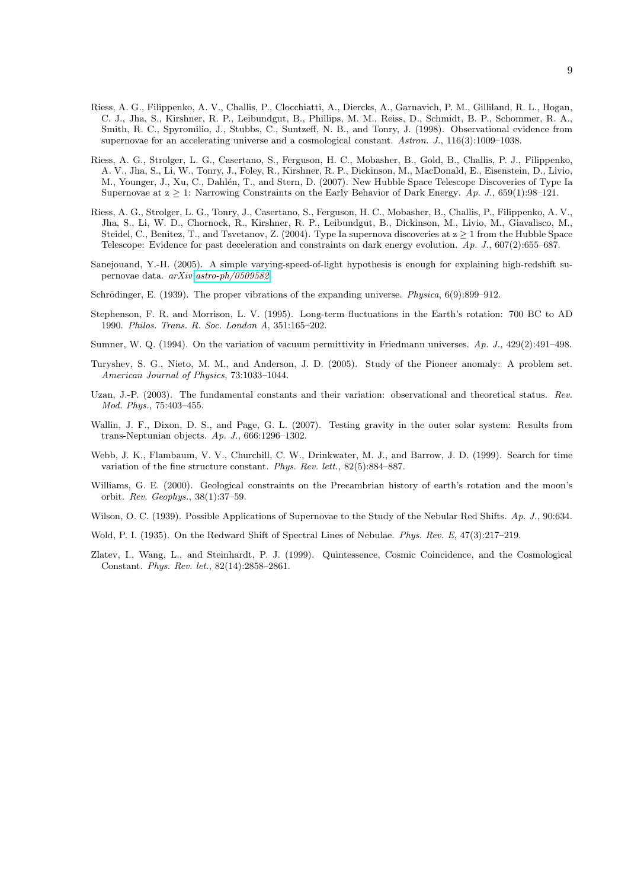Riess, A. G., Filippenko, A. V., Challis, P., Clocchiatti, A., Diercks, A., Garnavich, P. M., Gilliland, R. L., Hogan, C. J., Jha, S., Kirshner, R. P., Leibundgut, B., Phillips, M. M., Reiss, D., Schmidt, B. P., Schommer, R. A., Smith, R. C., Spyromilio, J., Stubbs, C., Suntzeff, N. B., and Tonry, J. (1998). Observational evidence from supernovae for an accelerating universe and a cosmological constant. *Astron. J.*, 116(3):1009–1038.

Riess, A. G., Strolger, L. G., Casertano, S., Ferguson, H. C., Mobasher, B., Gold, B., Challis, P. J., Filippenko, A. V., Jha, S., Li, W., Tonry, J., Foley, R., Kirshner, R. P., Dickinson, M., MacDonald, E., Eisenstein, D., Livio, M., Younger, J., Xu, C., Dahlén, T., and Stern, D. (2007). New Hubble Space Telescope Discoveries of Type Ia Supernovae at z $\geq$ 1: Narrowing Constraints on the Early Behavior of Dark Energy. *Ap. J.*, 659(1):98–121.

Riess, A. G., Strolger, L. G., Tonry, J., Casertano, S., Ferguson, H. C., Mobasher, B., Challis, P., Filippenko, A. V., Jha, S., Li, W. D., Chornock, R., Kirshner, R. P., Leibundgut, B., Dickinson, M., Livio, M., Giavalisco, M., Steidel, C., Benitez, T., and Tsvetanov, Z. (2004). Type Ia supernova discoveries at z $\geq$ 1 from the Hubble Space Telescope: Evidence for past deceleration and constraints on dark energy evolution. *Ap. J.*, 607(2):655–687.

Sanejouand, Y.-H. (2005). A simple varying-speed-of-light hypothesis is enough for explaining high-redshift supernovae data. *arXiv astro-ph/0509582*.

Schrödinger, E. (1939). The proper vibrations of the expanding universe. *Physica*, 6(9):899–912.

Stephenson, F. R. and Morrison, L. V. (1995). Long-term fluctuations in the Earth's rotation: 700 BC to AD 1990. *Philos. Trans. R. Soc. London A*, 351:165–202.

Sumner, W. Q. (1994). On the variation of vacuum permittivity in Friedmann universes. *Ap. J.*, 429(2):491–498.

Turyshev, S. G., Nieto, M. M., and Anderson, J. D. (2005). Study of the Pioneer anomaly: A problem set. *American Journal of Physics*, 73:1033–1044.

Uzan, J.-P. (2003). The fundamental constants and their variation: observational and theoretical status. *Rev. Mod. Phys.*, 75:403–455.

Wallin, J. F., Dixon, D. S., and Page, G. L. (2007). Testing gravity in the outer solar system: Results from trans-Neptunian objects. *Ap. J.*, 666:1296–1302.

Webb, J. K., Flambaum, V. V., Churchill, C. W., Drinkwater, M. J., and Barrow, J. D. (1999). Search for time variation of the fine structure constant. *Phys. Rev. lett.*, 82(5):884–887.

Williams, G. E. (2000). Geological constraints on the Precambrian history of earth's rotation and the moon's orbit. *Rev. Geophys.*, 38(1):37–59.

Wilson, O. C. (1939). Possible Applications of Supernovae to the Study of the Nebular Red Shifts. *Ap. J.*, 90:634.

Wold, P. I. (1935). On the Redward Shift of Spectral Lines of Nebulae. *Phys. Rev. E*, 47(3):217–219.

Zlatev, I., Wang, L., and Steinhardt, P. J. (1999). Quintessence, Cosmic Coincidence, and the Cosmological Constant. *Phys. Rev. let.*, 82(14):2858–2861.